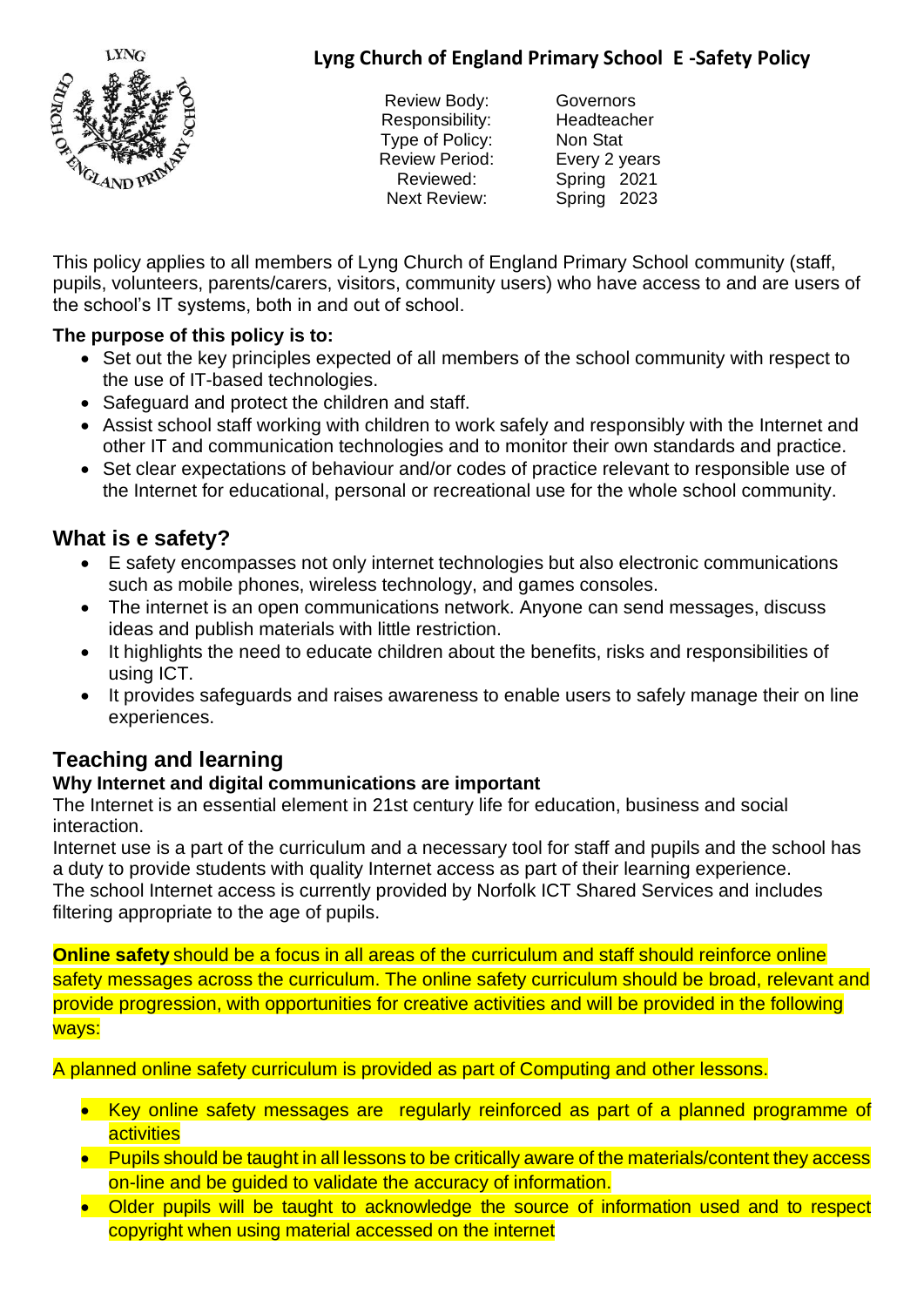# Lyng Church of England Primary School E -Safety Policy

| | |
|---|---|
| Review Body: | Governors |
| Responsibility: | Headteacher |
| Type of Policy: | Non Stat |
| Review Period: | Every 2 years |
| Reviewed: | Spring 2021 |
| Next Review: | Spring 2023 |

This policy applies to all members of Lyng Church of England Primary School community (staff, pupils, volunteers, parents/carers, visitors, community users) who have access to and are users of the school's IT systems, both in and out of school.

**The purpose of this policy is to:**

- Set out the key principles expected of all members of the school community with respect to the use of IT-based technologies.
- Safeguard and protect the children and staff.
- Assist school staff working with children to work safely and responsibly with the Internet and other IT and communication technologies and to monitor their own standards and practice.
- Set clear expectations of behaviour and/or codes of practice relevant to responsible use of the Internet for educational, personal or recreational use for the whole school community.

## What is e safety?

- E safety encompasses not only internet technologies but also electronic communications such as mobile phones, wireless technology, and games consoles.
- The internet is an open communications network. Anyone can send messages, discuss ideas and publish materials with little restriction.
- It highlights the need to educate children about the benefits, risks and responsibilities of using ICT.
- It provides safeguards and raises awareness to enable users to safely manage their on line experiences.

## Teaching and learning

### Why Internet and digital communications are important

The Internet is an essential element in 21st century life for education, business and social interaction.

Internet use is a part of the curriculum and a necessary tool for staff and pupils and the school has a duty to provide students with quality Internet access as part of their learning experience.

The school Internet access is currently provided by Norfolk ICT Shared Services and includes filtering appropriate to the age of pupils.

**Online safety** should be a focus in all areas of the curriculum and staff should reinforce online safety messages across the curriculum. The online safety curriculum should be broad, relevant and provide progression, with opportunities for creative activities and will be provided in the following ways:

A planned online safety curriculum is provided as part of Computing and other lessons.

- Key online safety messages are regularly reinforced as part of a planned programme of activities
- Pupils should be taught in all lessons to be critically aware of the materials/content they access on-line and be guided to validate the accuracy of information.
- Older pupils will be taught to acknowledge the source of information used and to respect copyright when using material accessed on the internet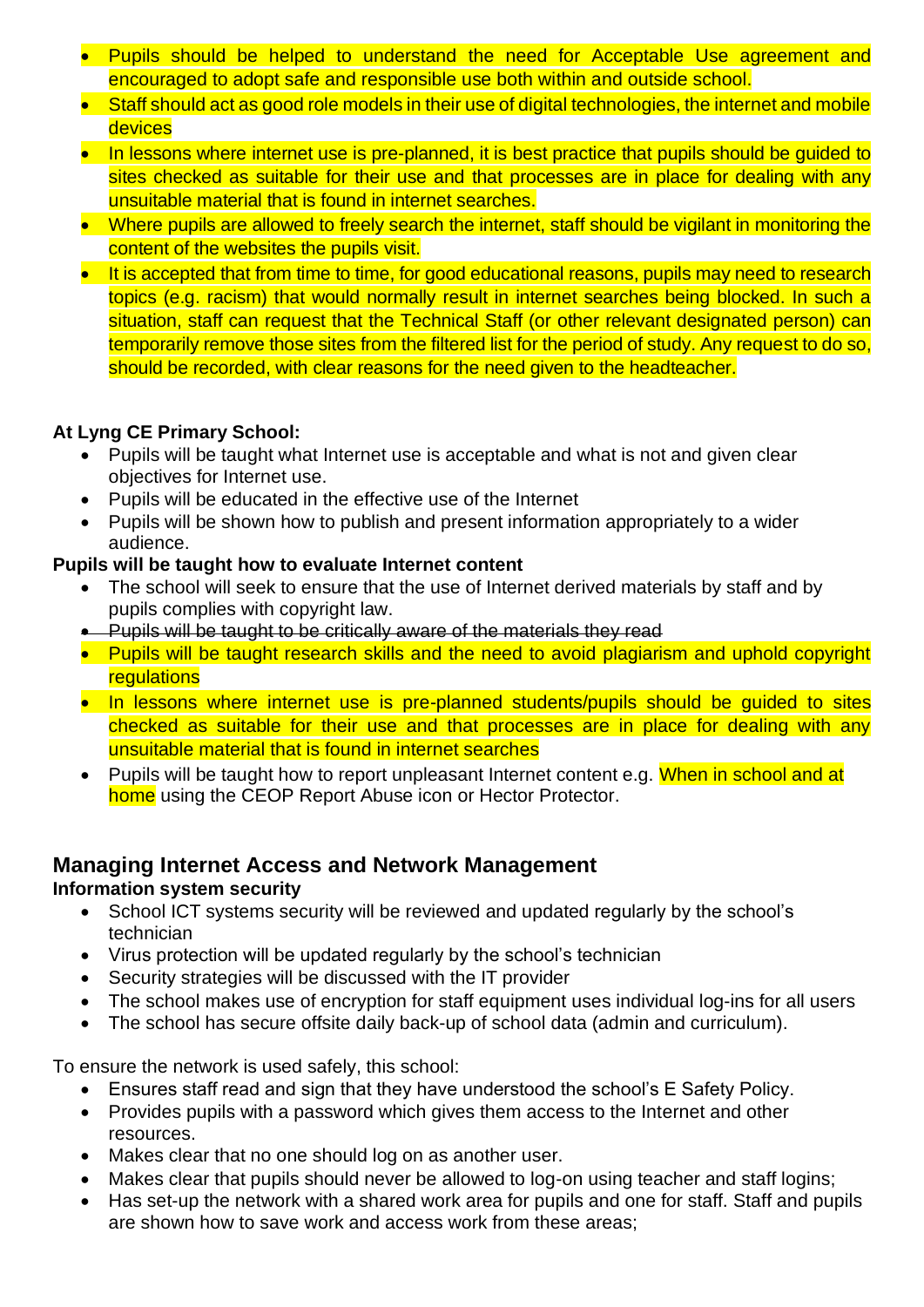- Pupils should be helped to understand the need for Acceptable Use agreement and encouraged to adopt safe and responsible use both within and outside school.
- Staff should act as good role models in their use of digital technologies, the internet and mobile devices
- In lessons where internet use is pre-planned, it is best practice that pupils should be guided to sites checked as suitable for their use and that processes are in place for dealing with any unsuitable material that is found in internet searches.
- Where pupils are allowed to freely search the internet, staff should be vigilant in monitoring the content of the websites the pupils visit.
- It is accepted that from time to time, for good educational reasons, pupils may need to research topics (e.g. racism) that would normally result in internet searches being blocked. In such a situation, staff can request that the Technical Staff (or other relevant designated person) can temporarily remove those sites from the filtered list for the period of study. Any request to do so, should be recorded, with clear reasons for the need given to the headteacher.

**At Lyng CE Primary School:**

- Pupils will be taught what Internet use is acceptable and what is not and given clear objectives for Internet use.
- Pupils will be educated in the effective use of the Internet
- Pupils will be shown how to publish and present information appropriately to a wider audience.

**Pupils will be taught how to evaluate Internet content**

- The school will seek to ensure that the use of Internet derived materials by staff and by pupils complies with copyright law.
- ~~Pupils will be taught to be critically aware of the materials they read~~
- Pupils will be taught research skills and the need to avoid plagiarism and uphold copyright regulations
- In lessons where internet use is pre-planned students/pupils should be guided to sites checked as suitable for their use and that processes are in place for dealing with any unsuitable material that is found in internet searches
- Pupils will be taught how to report unpleasant Internet content e.g. When in school and at home using the CEOP Report Abuse icon or Hector Protector.

## Managing Internet Access and Network Management

**Information system security**

- School ICT systems security will be reviewed and updated regularly by the school's technician
- Virus protection will be updated regularly by the school's technician
- Security strategies will be discussed with the IT provider
- The school makes use of encryption for staff equipment uses individual log-ins for all users
- The school has secure offsite daily back-up of school data (admin and curriculum).

To ensure the network is used safely, this school:

- Ensures staff read and sign that they have understood the school's E Safety Policy.
- Provides pupils with a password which gives them access to the Internet and other resources.
- Makes clear that no one should log on as another user.
- Makes clear that pupils should never be allowed to log-on using teacher and staff logins;
- Has set-up the network with a shared work area for pupils and one for staff. Staff and pupils are shown how to save work and access work from these areas;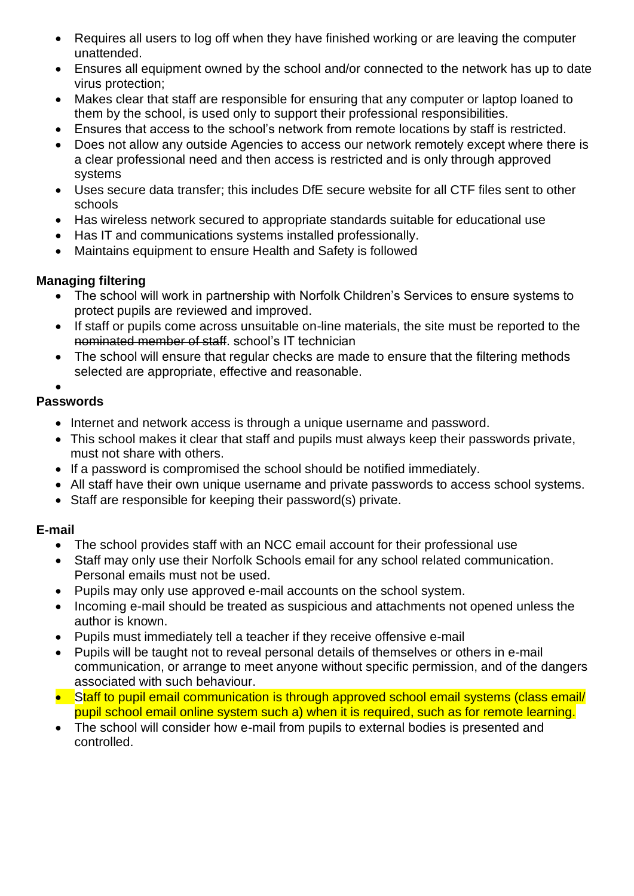- Requires all users to log off when they have finished working or are leaving the computer unattended.
- Ensures all equipment owned by the school and/or connected to the network has up to date virus protection;
- Makes clear that staff are responsible for ensuring that any computer or laptop loaned to them by the school, is used only to support their professional responsibilities.
- Ensures that access to the school's network from remote locations by staff is restricted.
- Does not allow any outside Agencies to access our network remotely except where there is a clear professional need and then access is restricted and is only through approved systems
- Uses secure data transfer; this includes DfE secure website for all CTF files sent to other schools
- Has wireless network secured to appropriate standards suitable for educational use
- Has IT and communications systems installed professionally.
- Maintains equipment to ensure Health and Safety is followed

**Managing filtering**

- The school will work in partnership with Norfolk Children's Services to ensure systems to protect pupils are reviewed and improved.
- If staff or pupils come across unsuitable on-line materials, the site must be reported to the ~~nominated member of staff~~. school's IT technician
- The school will ensure that regular checks are made to ensure that the filtering methods selected are appropriate, effective and reasonable.

**Passwords**

- Internet and network access is through a unique username and password.
- This school makes it clear that staff and pupils must always keep their passwords private, must not share with others.
- If a password is compromised the school should be notified immediately.
- All staff have their own unique username and private passwords to access school systems.
- Staff are responsible for keeping their password(s) private.

**E-mail**

- The school provides staff with an NCC email account for their professional use
- Staff may only use their Norfolk Schools email for any school related communication. Personal emails must not be used.
- Pupils may only use approved e-mail accounts on the school system.
- Incoming e-mail should be treated as suspicious and attachments not opened unless the author is known.
- Pupils must immediately tell a teacher if they receive offensive e-mail
- Pupils will be taught not to reveal personal details of themselves or others in e-mail communication, or arrange to meet anyone without specific permission, and of the dangers associated with such behaviour.
- Staff to pupil email communication is through approved school email systems (class email/ pupil school email online system such a) when it is required, such as for remote learning.
- The school will consider how e-mail from pupils to external bodies is presented and controlled.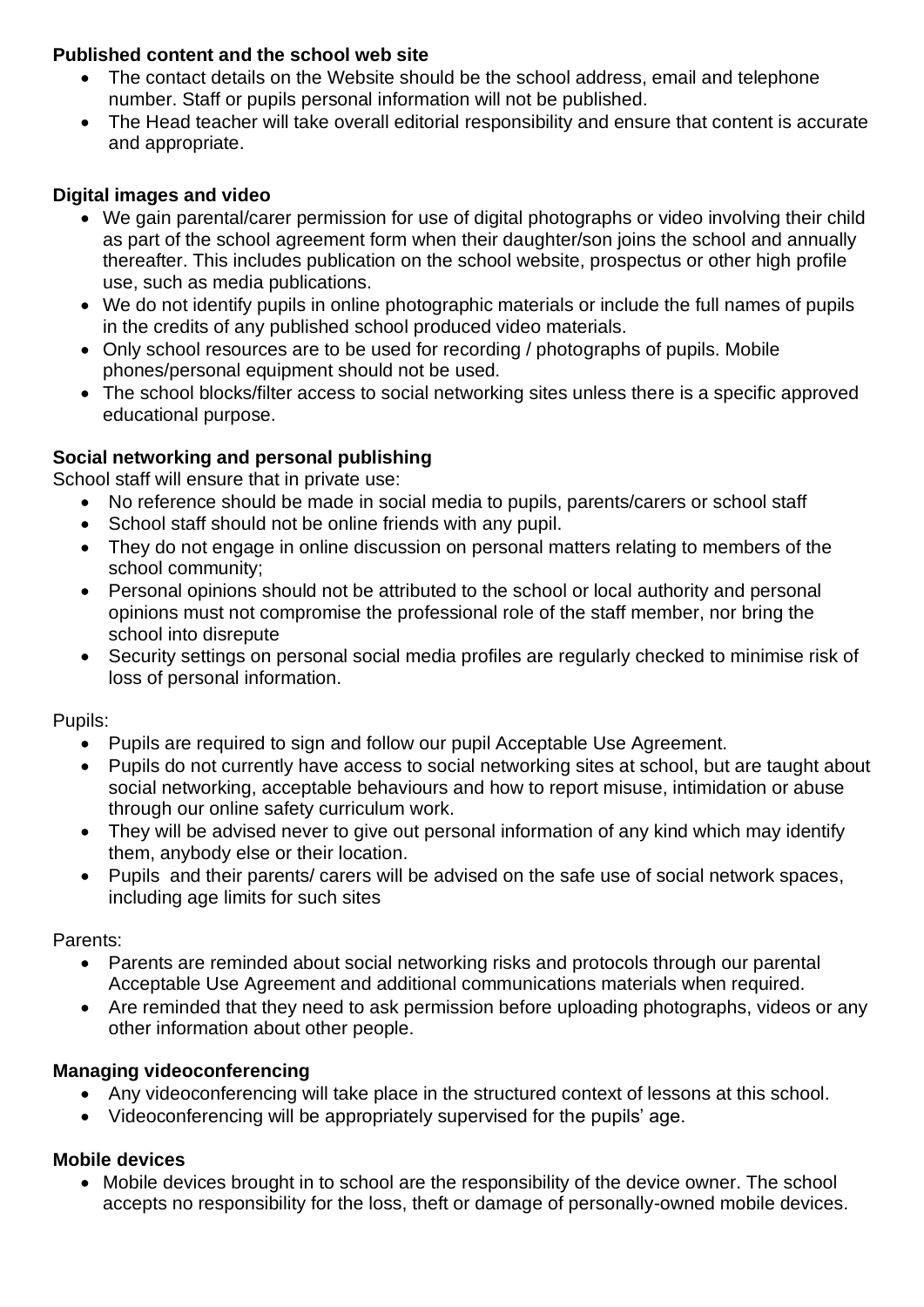**Published content and the school web site**

- The contact details on the Website should be the school address, email and telephone number. Staff or pupils personal information will not be published.
- The Head teacher will take overall editorial responsibility and ensure that content is accurate and appropriate.

**Digital images and video**

- We gain parental/carer permission for use of digital photographs or video involving their child as part of the school agreement form when their daughter/son joins the school and annually thereafter. This includes publication on the school website, prospectus or other high profile use, such as media publications.
- We do not identify pupils in online photographic materials or include the full names of pupils in the credits of any published school produced video materials.
- Only school resources are to be used for recording / photographs of pupils. Mobile phones/personal equipment should not be used.
- The school blocks/filter access to social networking sites unless there is a specific approved educational purpose.

**Social networking and personal publishing**

School staff will ensure that in private use:

- No reference should be made in social media to pupils, parents/carers or school staff
- School staff should not be online friends with any pupil.
- They do not engage in online discussion on personal matters relating to members of the school community;
- Personal opinions should not be attributed to the school or local authority and personal opinions must not compromise the professional role of the staff member, nor bring the school into disrepute
- Security settings on personal social media profiles are regularly checked to minimise risk of loss of personal information.

Pupils:

- Pupils are required to sign and follow our pupil Acceptable Use Agreement.
- Pupils do not currently have access to social networking sites at school, but are taught about social networking, acceptable behaviours and how to report misuse, intimidation or abuse through our online safety curriculum work.
- They will be advised never to give out personal information of any kind which may identify them, anybody else or their location.
- Pupils and their parents/ carers will be advised on the safe use of social network spaces, including age limits for such sites

Parents:

- Parents are reminded about social networking risks and protocols through our parental Acceptable Use Agreement and additional communications materials when required.
- Are reminded that they need to ask permission before uploading photographs, videos or any other information about other people.

**Managing videoconferencing**

- Any videoconferencing will take place in the structured context of lessons at this school.
- Videoconferencing will be appropriately supervised for the pupils' age.

**Mobile devices**

- Mobile devices brought in to school are the responsibility of the device owner. The school accepts no responsibility for the loss, theft or damage of personally-owned mobile devices.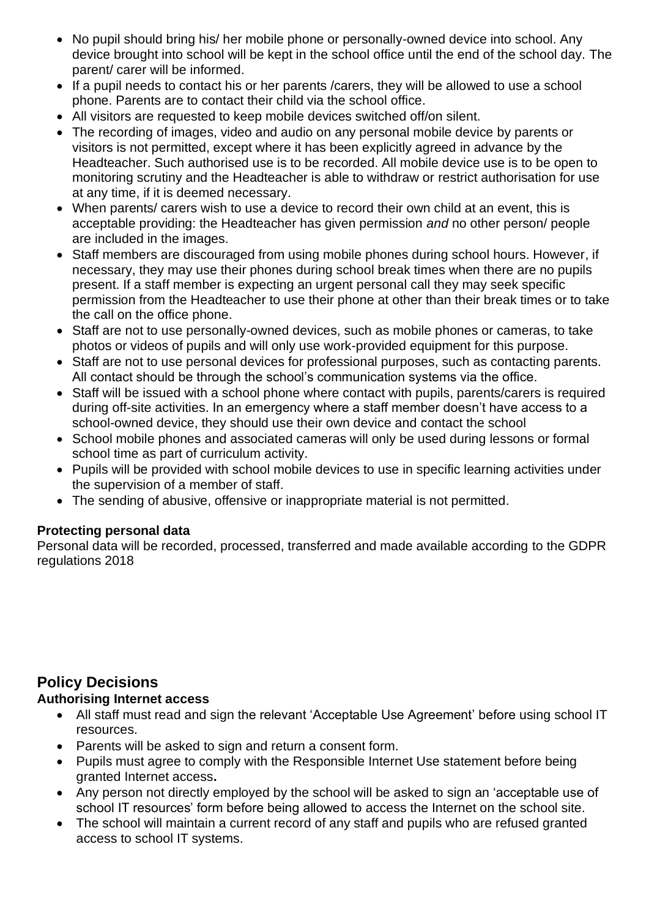- No pupil should bring his/ her mobile phone or personally-owned device into school. Any device brought into school will be kept in the school office until the end of the school day. The parent/ carer will be informed.
- If a pupil needs to contact his or her parents /carers, they will be allowed to use a school phone. Parents are to contact their child via the school office.
- All visitors are requested to keep mobile devices switched off/on silent.
- The recording of images, video and audio on any personal mobile device by parents or visitors is not permitted, except where it has been explicitly agreed in advance by the Headteacher. Such authorised use is to be recorded. All mobile device use is to be open to monitoring scrutiny and the Headteacher is able to withdraw or restrict authorisation for use at any time, if it is deemed necessary.
- When parents/ carers wish to use a device to record their own child at an event, this is acceptable providing: the Headteacher has given permission *and* no other person/ people are included in the images.
- Staff members are discouraged from using mobile phones during school hours. However, if necessary, they may use their phones during school break times when there are no pupils present. If a staff member is expecting an urgent personal call they may seek specific permission from the Headteacher to use their phone at other than their break times or to take the call on the office phone.
- Staff are not to use personally-owned devices, such as mobile phones or cameras, to take photos or videos of pupils and will only use work-provided equipment for this purpose.
- Staff are not to use personal devices for professional purposes, such as contacting parents. All contact should be through the school's communication systems via the office.
- Staff will be issued with a school phone where contact with pupils, parents/carers is required during off-site activities. In an emergency where a staff member doesn't have access to a school-owned device, they should use their own device and contact the school
- School mobile phones and associated cameras will only be used during lessons or formal school time as part of curriculum activity.
- Pupils will be provided with school mobile devices to use in specific learning activities under the supervision of a member of staff.
- The sending of abusive, offensive or inappropriate material is not permitted.

**Protecting personal data**

Personal data will be recorded, processed, transferred and made available according to the GDPR regulations 2018

## Policy Decisions

**Authorising Internet access**

- All staff must read and sign the relevant 'Acceptable Use Agreement' before using school IT resources.
- Parents will be asked to sign and return a consent form.
- Pupils must agree to comply with the Responsible Internet Use statement before being granted Internet access**.**
- Any person not directly employed by the school will be asked to sign an 'acceptable use of school IT resources' form before being allowed to access the Internet on the school site.
- The school will maintain a current record of any staff and pupils who are refused granted access to school IT systems.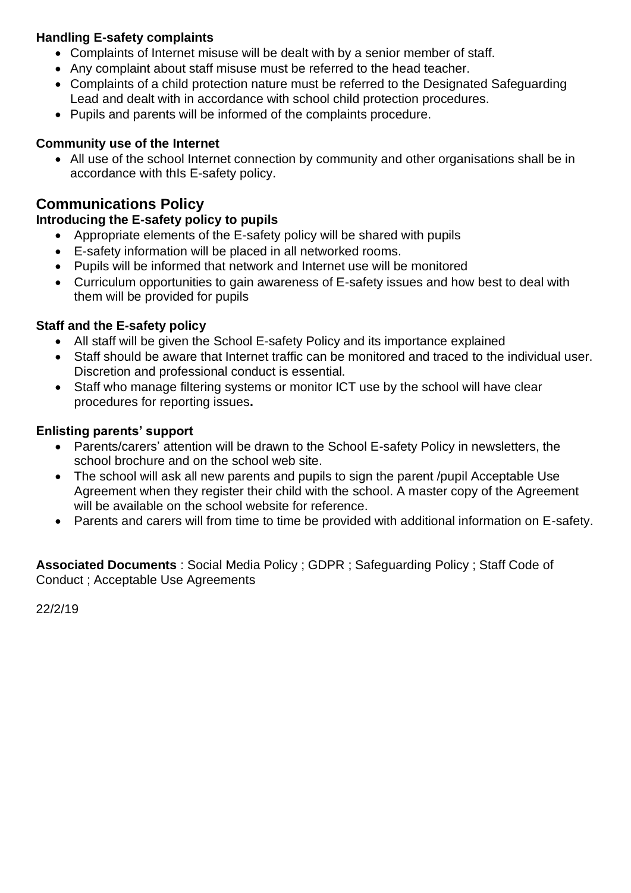**Handling E-safety complaints**

- Complaints of Internet misuse will be dealt with by a senior member of staff.
- Any complaint about staff misuse must be referred to the head teacher.
- Complaints of a child protection nature must be referred to the Designated Safeguarding Lead and dealt with in accordance with school child protection procedures.
- Pupils and parents will be informed of the complaints procedure.

**Community use of the Internet**

- All use of the school Internet connection by community and other organisations shall be in accordance with thIs E-safety policy.

## Communications Policy

**Introducing the E-safety policy to pupils**

- Appropriate elements of the E-safety policy will be shared with pupils
- E-safety information will be placed in all networked rooms.
- Pupils will be informed that network and Internet use will be monitored
- Curriculum opportunities to gain awareness of E-safety issues and how best to deal with them will be provided for pupils

**Staff and the E-safety policy**

- All staff will be given the School E-safety Policy and its importance explained
- Staff should be aware that Internet traffic can be monitored and traced to the individual user. Discretion and professional conduct is essential.
- Staff who manage filtering systems or monitor ICT use by the school will have clear procedures for reporting issues**.**

**Enlisting parents' support**

- Parents/carers' attention will be drawn to the School E-safety Policy in newsletters, the school brochure and on the school web site.
- The school will ask all new parents and pupils to sign the parent /pupil Acceptable Use Agreement when they register their child with the school. A master copy of the Agreement will be available on the school website for reference.
- Parents and carers will from time to time be provided with additional information on E-safety.

**Associated Documents** : Social Media Policy ; GDPR ; Safeguarding Policy ; Staff Code of Conduct ; Acceptable Use Agreements

22/2/19